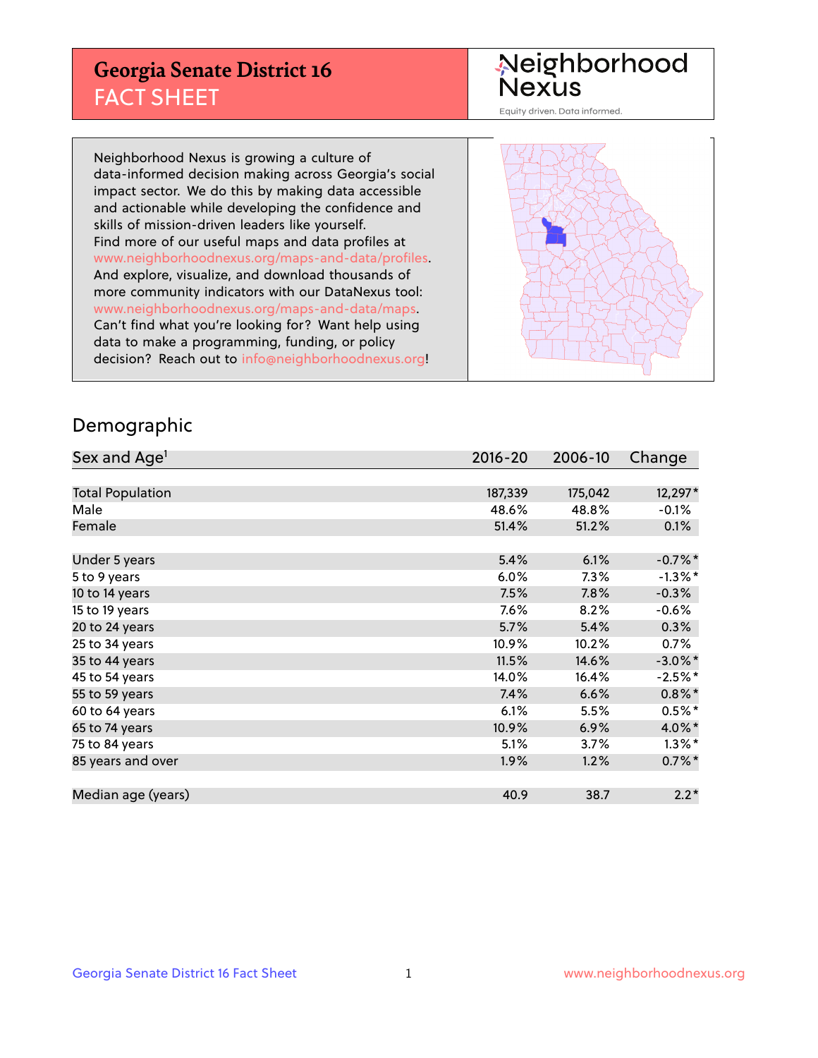# Georgia Senate District 16
## FACT SHEET

Neighborhood Nexus

Equity driven. Data informed.

Neighborhood Nexus is growing a culture of data-informed decision making across Georgia's social impact sector. We do this by making data accessible and actionable while developing the confidence and skills of mission-driven leaders like yourself. Find more of our useful maps and data profiles at www.neighborhoodnexus.org/maps-and-data/profiles. And explore, visualize, and download thousands of more community indicators with our DataNexus tool: www.neighborhoodnexus.org/maps-and-data/maps. Can't find what you're looking for? Want help using data to make a programming, funding, or policy decision? Reach out to info@neighborhoodnexus.org!

## Demographic

| Sex and Age[1] | 2016-20 | 2006-10 | Change |
|---|---|---|---|
| Total Population | 187,339 | 175,042 | 12,297* |
| Male | 48.6% | 48.8% | -0.1% |
| Female | 51.4% | 51.2% | 0.1% |
| | | | |
| Under 5 years | 5.4% | 6.1% | -0.7%* |
| 5 to 9 years | 6.0% | 7.3% | -1.3%* |
| 10 to 14 years | 7.5% | 7.8% | -0.3% |
| 15 to 19 years | 7.6% | 8.2% | -0.6% |
| 20 to 24 years | 5.7% | 5.4% | 0.3% |
| 25 to 34 years | 10.9% | 10.2% | 0.7% |
| 35 to 44 years | 11.5% | 14.6% | -3.0%* |
| 45 to 54 years | 14.0% | 16.4% | -2.5%* |
| 55 to 59 years | 7.4% | 6.6% | 0.8%* |
| 60 to 64 years | 6.1% | 5.5% | 0.5%* |
| 65 to 74 years | 10.9% | 6.9% | 4.0%* |
| 75 to 84 years | 5.1% | 3.7% | 1.3%* |
| 85 years and over | 1.9% | 1.2% | 0.7%* |
| | | | |
| Median age (years) | 40.9 | 38.7 | 2.2* |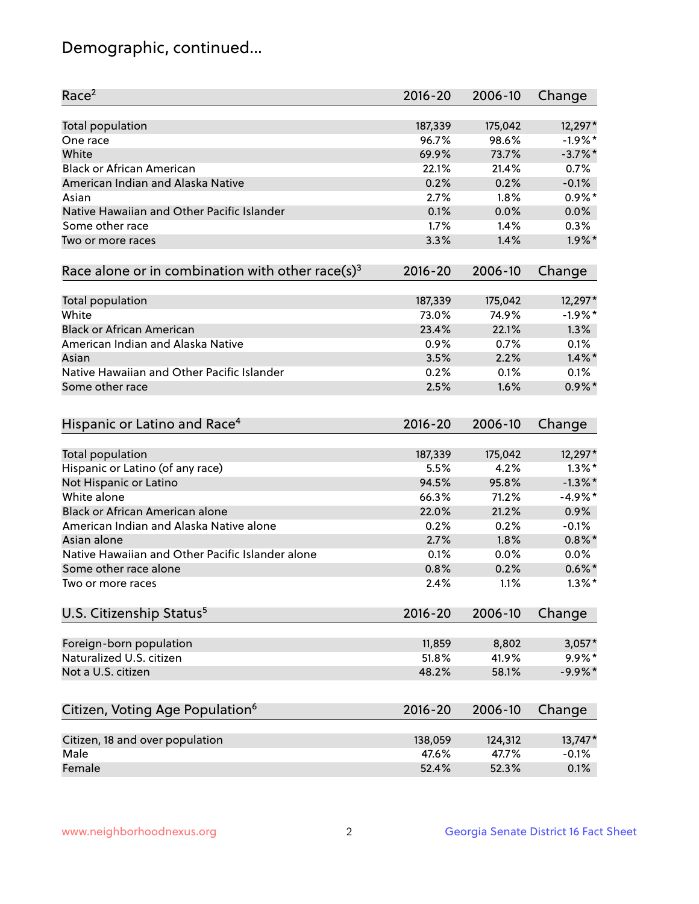## Demographic, continued...

| Race[2] | 2016-20 | 2006-10 | Change |
|---|---|---|---|
| Total population | 187,339 | 175,042 | 12,297* |
| One race | 96.7% | 98.6% | -1.9%* |
| White | 69.9% | 73.7% | -3.7%* |
| Black or African American | 22.1% | 21.4% | 0.7% |
| American Indian and Alaska Native | 0.2% | 0.2% | -0.1% |
| Asian | 2.7% | 1.8% | 0.9%* |
| Native Hawaiian and Other Pacific Islander | 0.1% | 0.0% | 0.0% |
| Some other race | 1.7% | 1.4% | 0.3% |
| Two or more races | 3.3% | 1.4% | 1.9%* |

| Race alone or in combination with other race(s)[3] | 2016-20 | 2006-10 | Change |
|---|---|---|---|
| Total population | 187,339 | 175,042 | 12,297* |
| White | 73.0% | 74.9% | -1.9%* |
| Black or African American | 23.4% | 22.1% | 1.3% |
| American Indian and Alaska Native | 0.9% | 0.7% | 0.1% |
| Asian | 3.5% | 2.2% | 1.4%* |
| Native Hawaiian and Other Pacific Islander | 0.2% | 0.1% | 0.1% |
| Some other race | 2.5% | 1.6% | 0.9%* |

| Hispanic or Latino and Race[4] | 2016-20 | 2006-10 | Change |
|---|---|---|---|
| Total population | 187,339 | 175,042 | 12,297* |
| Hispanic or Latino (of any race) | 5.5% | 4.2% | 1.3%* |
| Not Hispanic or Latino | 94.5% | 95.8% | -1.3%* |
| White alone | 66.3% | 71.2% | -4.9%* |
| Black or African American alone | 22.0% | 21.2% | 0.9% |
| American Indian and Alaska Native alone | 0.2% | 0.2% | -0.1% |
| Asian alone | 2.7% | 1.8% | 0.8%* |
| Native Hawaiian and Other Pacific Islander alone | 0.1% | 0.0% | 0.0% |
| Some other race alone | 0.8% | 0.2% | 0.6%* |
| Two or more races | 2.4% | 1.1% | 1.3%* |

| U.S. Citizenship Status[5] | 2016-20 | 2006-10 | Change |
|---|---|---|---|
| Foreign-born population | 11,859 | 8,802 | 3,057* |
| Naturalized U.S. citizen | 51.8% | 41.9% | 9.9%* |
| Not a U.S. citizen | 48.2% | 58.1% | -9.9%* |

| Citizen, Voting Age Population[6] | 2016-20 | 2006-10 | Change |
|---|---|---|---|
| Citizen, 18 and over population | 138,059 | 124,312 | 13,747* |
| Male | 47.6% | 47.7% | -0.1% |
| Female | 52.4% | 52.3% | 0.1% |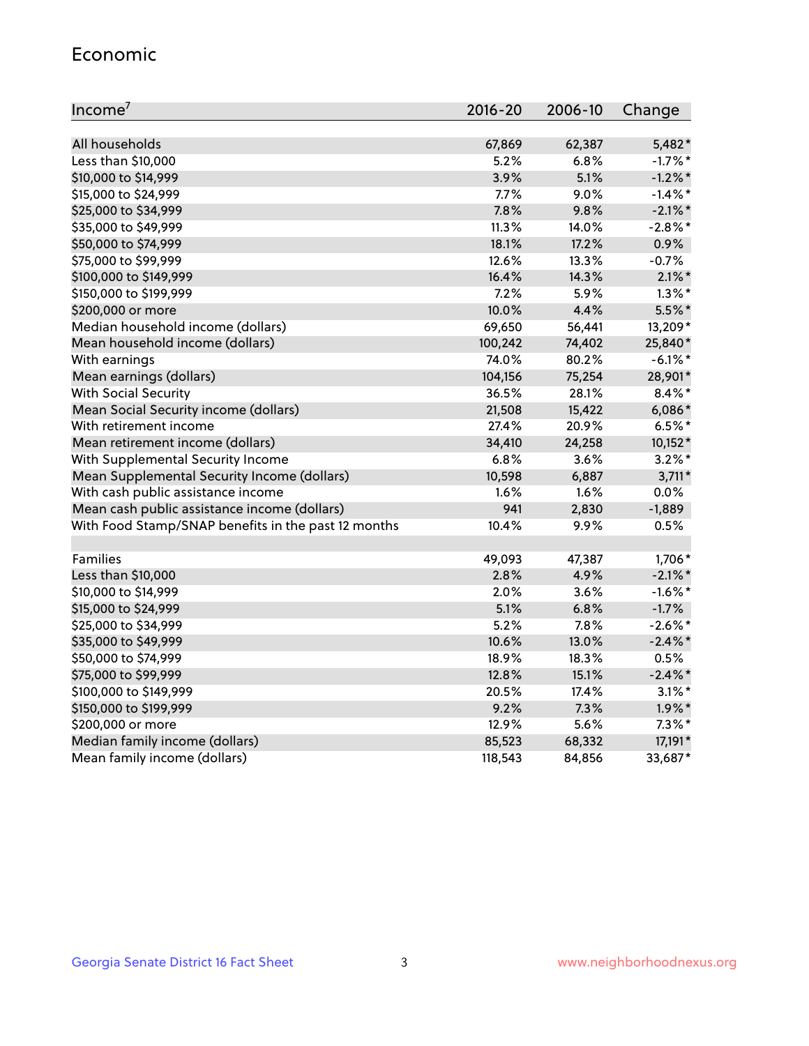## Economic

| Income[7] | 2016-20 | 2006-10 | Change |
|---|---|---|---|
| All households | 67,869 | 62,387 | 5,482* |
| Less than $10,000 | 5.2% | 6.8% | -1.7%* |
| $10,000 to $14,999 | 3.9% | 5.1% | -1.2%* |
| $15,000 to $24,999 | 7.7% | 9.0% | -1.4%* |
| $25,000 to $34,999 | 7.8% | 9.8% | -2.1%* |
| $35,000 to $49,999 | 11.3% | 14.0% | -2.8%* |
| $50,000 to $74,999 | 18.1% | 17.2% | 0.9% |
| $75,000 to $99,999 | 12.6% | 13.3% | -0.7% |
| $100,000 to $149,999 | 16.4% | 14.3% | 2.1%* |
| $150,000 to $199,999 | 7.2% | 5.9% | 1.3%* |
| $200,000 or more | 10.0% | 4.4% | 5.5%* |
| Median household income (dollars) | 69,650 | 56,441 | 13,209* |
| Mean household income (dollars) | 100,242 | 74,402 | 25,840* |
| With earnings | 74.0% | 80.2% | -6.1%* |
| Mean earnings (dollars) | 104,156 | 75,254 | 28,901* |
| With Social Security | 36.5% | 28.1% | 8.4%* |
| Mean Social Security income (dollars) | 21,508 | 15,422 | 6,086* |
| With retirement income | 27.4% | 20.9% | 6.5%* |
| Mean retirement income (dollars) | 34,410 | 24,258 | 10,152* |
| With Supplemental Security Income | 6.8% | 3.6% | 3.2%* |
| Mean Supplemental Security Income (dollars) | 10,598 | 6,887 | 3,711* |
| With cash public assistance income | 1.6% | 1.6% | 0.0% |
| Mean cash public assistance income (dollars) | 941 | 2,830 | -1,889 |
| With Food Stamp/SNAP benefits in the past 12 months | 10.4% | 9.9% | 0.5% |
| | | | |
| Families | 49,093 | 47,387 | 1,706* |
| Less than $10,000 | 2.8% | 4.9% | -2.1%* |
| $10,000 to $14,999 | 2.0% | 3.6% | -1.6%* |
| $15,000 to $24,999 | 5.1% | 6.8% | -1.7% |
| $25,000 to $34,999 | 5.2% | 7.8% | -2.6%* |
| $35,000 to $49,999 | 10.6% | 13.0% | -2.4%* |
| $50,000 to $74,999 | 18.9% | 18.3% | 0.5% |
| $75,000 to $99,999 | 12.8% | 15.1% | -2.4%* |
| $100,000 to $149,999 | 20.5% | 17.4% | 3.1%* |
| $150,000 to $199,999 | 9.2% | 7.3% | 1.9%* |
| $200,000 or more | 12.9% | 5.6% | 7.3%* |
| Median family income (dollars) | 85,523 | 68,332 | 17,191* |
| Mean family income (dollars) | 118,543 | 84,856 | 33,687* |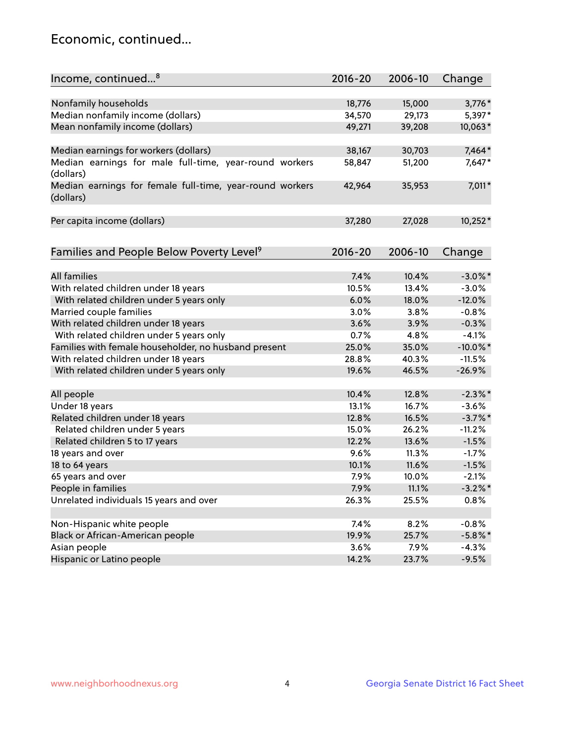## Economic, continued...

| Income, continued...[8] | 2016-20 | 2006-10 | Change |
|---|---|---|---|
| Nonfamily households | 18,776 | 15,000 | 3,776* |
| Median nonfamily income (dollars) | 34,570 | 29,173 | 5,397* |
| Mean nonfamily income (dollars) | 49,271 | 39,208 | 10,063* |
| Median earnings for workers (dollars) | 38,167 | 30,703 | 7,464* |
| Median earnings for male full-time, year-round workers (dollars) | 58,847 | 51,200 | 7,647* |
| Median earnings for female full-time, year-round workers (dollars) | 42,964 | 35,953 | 7,011* |
| Per capita income (dollars) | 37,280 | 27,028 | 10,252* |

| Families and People Below Poverty Level[9] | 2016-20 | 2006-10 | Change |
|---|---|---|---|
| All families | 7.4% | 10.4% | -3.0%* |
| With related children under 18 years | 10.5% | 13.4% | -3.0% |
| With related children under 5 years only | 6.0% | 18.0% | -12.0% |
| Married couple families | 3.0% | 3.8% | -0.8% |
| With related children under 18 years | 3.6% | 3.9% | -0.3% |
| With related children under 5 years only | 0.7% | 4.8% | -4.1% |
| Families with female householder, no husband present | 25.0% | 35.0% | -10.0%* |
| With related children under 18 years | 28.8% | 40.3% | -11.5% |
| With related children under 5 years only | 19.6% | 46.5% | -26.9% |
| All people | 10.4% | 12.8% | -2.3%* |
| Under 18 years | 13.1% | 16.7% | -3.6% |
| Related children under 18 years | 12.8% | 16.5% | -3.7%* |
| Related children under 5 years | 15.0% | 26.2% | -11.2% |
| Related children 5 to 17 years | 12.2% | 13.6% | -1.5% |
| 18 years and over | 9.6% | 11.3% | -1.7% |
| 18 to 64 years | 10.1% | 11.6% | -1.5% |
| 65 years and over | 7.9% | 10.0% | -2.1% |
| People in families | 7.9% | 11.1% | -3.2%* |
| Unrelated individuals 15 years and over | 26.3% | 25.5% | 0.8% |
| Non-Hispanic white people | 7.4% | 8.2% | -0.8% |
| Black or African-American people | 19.9% | 25.7% | -5.8%* |
| Asian people | 3.6% | 7.9% | -4.3% |
| Hispanic or Latino people | 14.2% | 23.7% | -9.5% |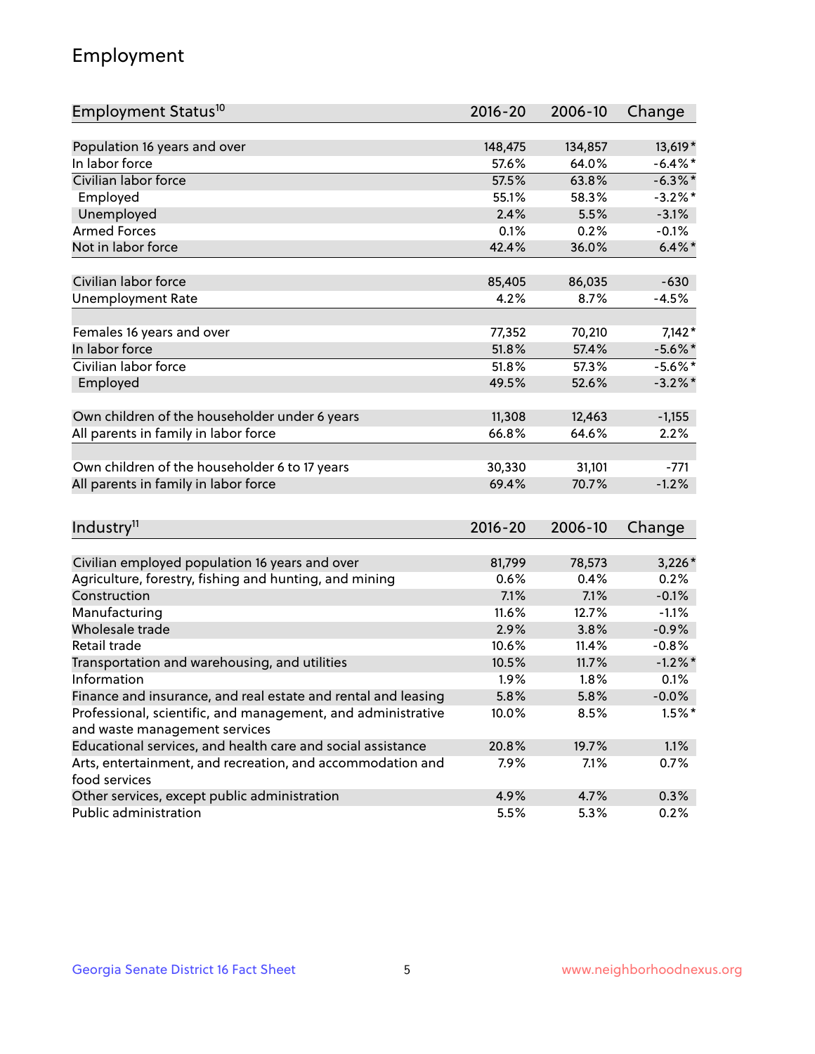# Employment

| Employment Status[10] | 2016-20 | 2006-10 | Change |
|---|---|---|---|
| Population 16 years and over | 148,475 | 134,857 | 13,619* |
| In labor force | 57.6% | 64.0% | -6.4%* |
| Civilian labor force | 57.5% | 63.8% | -6.3%* |
| Employed | 55.1% | 58.3% | -3.2%* |
| Unemployed | 2.4% | 5.5% | -3.1% |
| Armed Forces | 0.1% | 0.2% | -0.1% |
| Not in labor force | 42.4% | 36.0% | 6.4%* |
| | | | |
| Civilian labor force | 85,405 | 86,035 | -630 |
| Unemployment Rate | 4.2% | 8.7% | -4.5% |
| | | | |
| Females 16 years and over | 77,352 | 70,210 | 7,142* |
| In labor force | 51.8% | 57.4% | -5.6%* |
| Civilian labor force | 51.8% | 57.3% | -5.6%* |
| Employed | 49.5% | 52.6% | -3.2%* |
| | | | |
| Own children of the householder under 6 years | 11,308 | 12,463 | -1,155 |
| All parents in family in labor force | 66.8% | 64.6% | 2.2% |
| | | | |
| Own children of the householder 6 to 17 years | 30,330 | 31,101 | -771 |
| All parents in family in labor force | 69.4% | 70.7% | -1.2% |

| Industry[11] | 2016-20 | 2006-10 | Change |
|---|---|---|---|
| Civilian employed population 16 years and over | 81,799 | 78,573 | 3,226* |
| Agriculture, forestry, fishing and hunting, and mining | 0.6% | 0.4% | 0.2% |
| Construction | 7.1% | 7.1% | -0.1% |
| Manufacturing | 11.6% | 12.7% | -1.1% |
| Wholesale trade | 2.9% | 3.8% | -0.9% |
| Retail trade | 10.6% | 11.4% | -0.8% |
| Transportation and warehousing, and utilities | 10.5% | 11.7% | -1.2%* |
| Information | 1.9% | 1.8% | 0.1% |
| Finance and insurance, and real estate and rental and leasing | 5.8% | 5.8% | -0.0% |
| Professional, scientific, and management, and administrative and waste management services | 10.0% | 8.5% | 1.5%* |
| Educational services, and health care and social assistance | 20.8% | 19.7% | 1.1% |
| Arts, entertainment, and recreation, and accommodation and food services | 7.9% | 7.1% | 0.7% |
| Other services, except public administration | 4.9% | 4.7% | 0.3% |
| Public administration | 5.5% | 5.3% | 0.2% |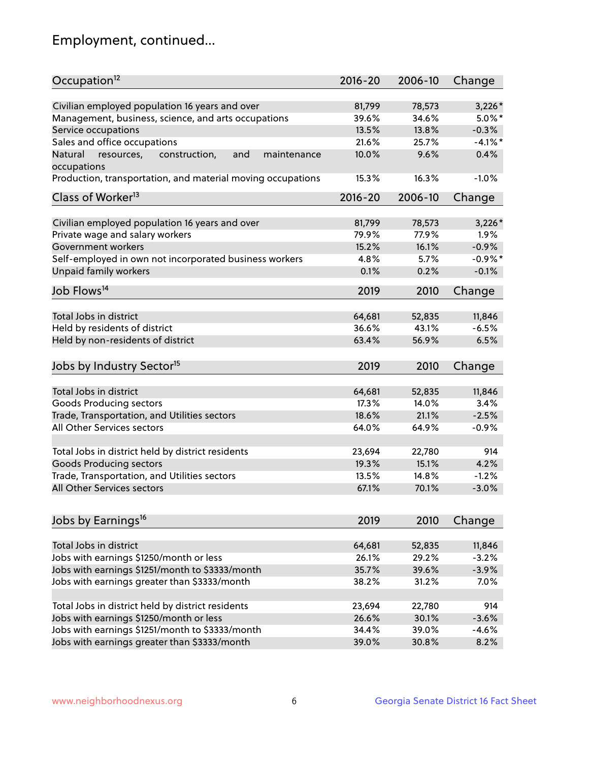# Employment, continued...

| Occupation[12] | 2016-20 | 2006-10 | Change |
|---|---|---|---|
| Civilian employed population 16 years and over | 81,799 | 78,573 | 3,226* |
| Management, business, science, and arts occupations | 39.6% | 34.6% | 5.0%* |
| Service occupations | 13.5% | 13.8% | -0.3% |
| Sales and office occupations | 21.6% | 25.7% | -4.1%* |
| Natural resources, construction, and maintenance occupations | 10.0% | 9.6% | 0.4% |
| Production, transportation, and material moving occupations | 15.3% | 16.3% | -1.0% |

| Class of Worker[13] | 2016-20 | 2006-10 | Change |
|---|---|---|---|
| Civilian employed population 16 years and over | 81,799 | 78,573 | 3,226* |
| Private wage and salary workers | 79.9% | 77.9% | 1.9% |
| Government workers | 15.2% | 16.1% | -0.9% |
| Self-employed in own not incorporated business workers | 4.8% | 5.7% | -0.9%* |
| Unpaid family workers | 0.1% | 0.2% | -0.1% |

| Job Flows[14] | 2019 | 2010 | Change |
|---|---|---|---|
| Total Jobs in district | 64,681 | 52,835 | 11,846 |
| Held by residents of district | 36.6% | 43.1% | -6.5% |
| Held by non-residents of district | 63.4% | 56.9% | 6.5% |

| Jobs by Industry Sector[15] | 2019 | 2010 | Change |
|---|---|---|---|
| Total Jobs in district | 64,681 | 52,835 | 11,846 |
| Goods Producing sectors | 17.3% | 14.0% | 3.4% |
| Trade, Transportation, and Utilities sectors | 18.6% | 21.1% | -2.5% |
| All Other Services sectors | 64.0% | 64.9% | -0.9% |
| | | | |
| Total Jobs in district held by district residents | 23,694 | 22,780 | 914 |
| Goods Producing sectors | 19.3% | 15.1% | 4.2% |
| Trade, Transportation, and Utilities sectors | 13.5% | 14.8% | -1.2% |
| All Other Services sectors | 67.1% | 70.1% | -3.0% |

| Jobs by Earnings[16] | 2019 | 2010 | Change |
|---|---|---|---|
| Total Jobs in district | 64,681 | 52,835 | 11,846 |
| Jobs with earnings $1250/month or less | 26.1% | 29.2% | -3.2% |
| Jobs with earnings $1251/month to $3333/month | 35.7% | 39.6% | -3.9% |
| Jobs with earnings greater than $3333/month | 38.2% | 31.2% | 7.0% |
| | | | |
| Total Jobs in district held by district residents | 23,694 | 22,780 | 914 |
| Jobs with earnings $1250/month or less | 26.6% | 30.1% | -3.6% |
| Jobs with earnings $1251/month to $3333/month | 34.4% | 39.0% | -4.6% |
| Jobs with earnings greater than $3333/month | 39.0% | 30.8% | 8.2% |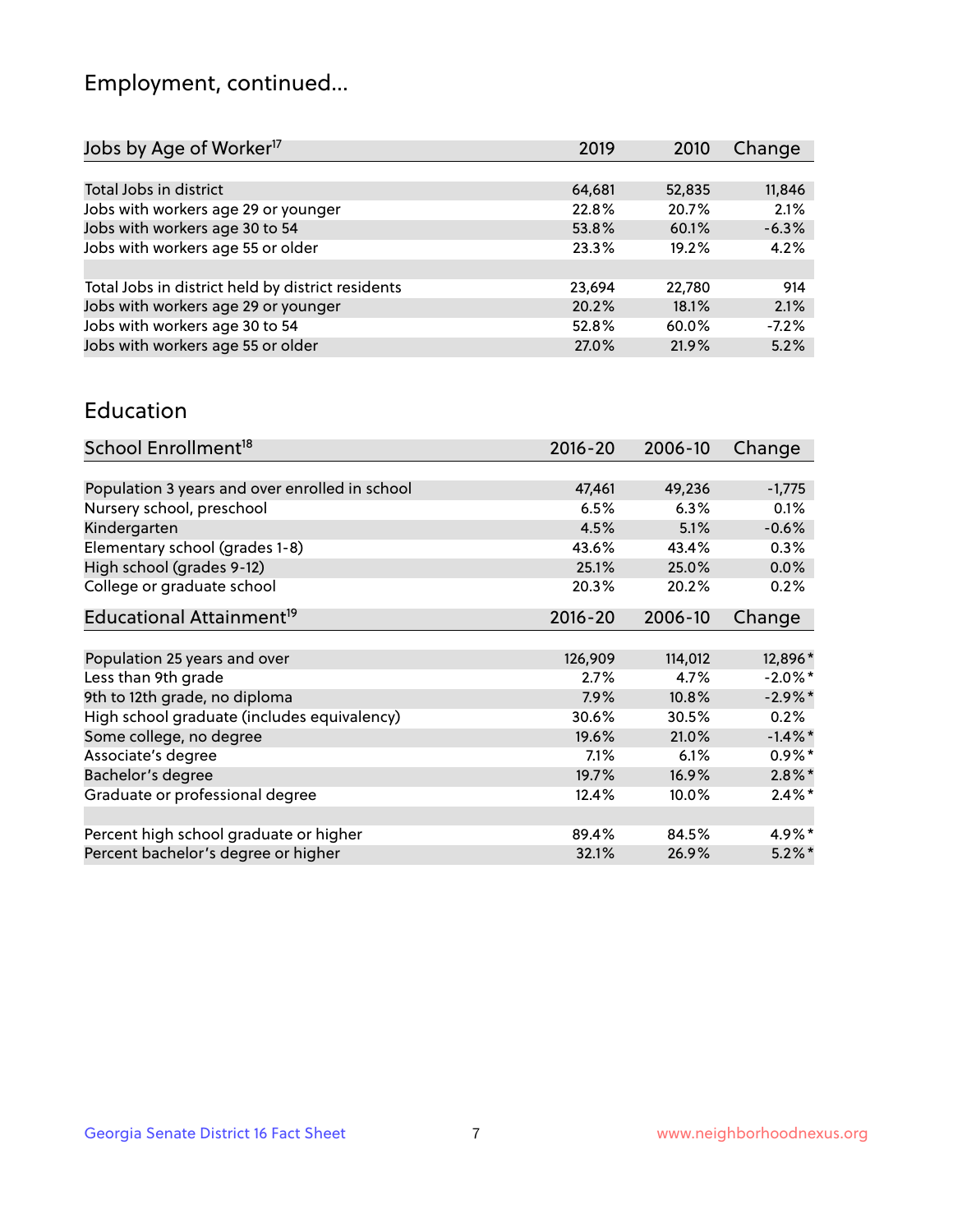# Employment, continued...

| Jobs by Age of Worker[17] | 2019 | 2010 | Change |
|---|---|---|---|
| Total Jobs in district | 64,681 | 52,835 | 11,846 |
| Jobs with workers age 29 or younger | 22.8% | 20.7% | 2.1% |
| Jobs with workers age 30 to 54 | 53.8% | 60.1% | -6.3% |
| Jobs with workers age 55 or older | 23.3% | 19.2% | 4.2% |
| | | | |
| Total Jobs in district held by district residents | 23,694 | 22,780 | 914 |
| Jobs with workers age 29 or younger | 20.2% | 18.1% | 2.1% |
| Jobs with workers age 30 to 54 | 52.8% | 60.0% | -7.2% |
| Jobs with workers age 55 or older | 27.0% | 21.9% | 5.2% |

## Education

| School Enrollment[18] | 2016-20 | 2006-10 | Change |
|---|---|---|---|
| Population 3 years and over enrolled in school | 47,461 | 49,236 | -1,775 |
| Nursery school, preschool | 6.5% | 6.3% | 0.1% |
| Kindergarten | 4.5% | 5.1% | -0.6% |
| Elementary school (grades 1-8) | 43.6% | 43.4% | 0.3% |
| High school (grades 9-12) | 25.1% | 25.0% | 0.0% |
| College or graduate school | 20.3% | 20.2% | 0.2% |

| Educational Attainment[19] | 2016-20 | 2006-10 | Change |
|---|---|---|---|
| Population 25 years and over | 126,909 | 114,012 | 12,896* |
| Less than 9th grade | 2.7% | 4.7% | -2.0%* |
| 9th to 12th grade, no diploma | 7.9% | 10.8% | -2.9%* |
| High school graduate (includes equivalency) | 30.6% | 30.5% | 0.2% |
| Some college, no degree | 19.6% | 21.0% | -1.4%* |
| Associate's degree | 7.1% | 6.1% | 0.9%* |
| Bachelor's degree | 19.7% | 16.9% | 2.8%* |
| Graduate or professional degree | 12.4% | 10.0% | 2.4%* |
| | | | |
| Percent high school graduate or higher | 89.4% | 84.5% | 4.9%* |
| Percent bachelor's degree or higher | 32.1% | 26.9% | 5.2%* |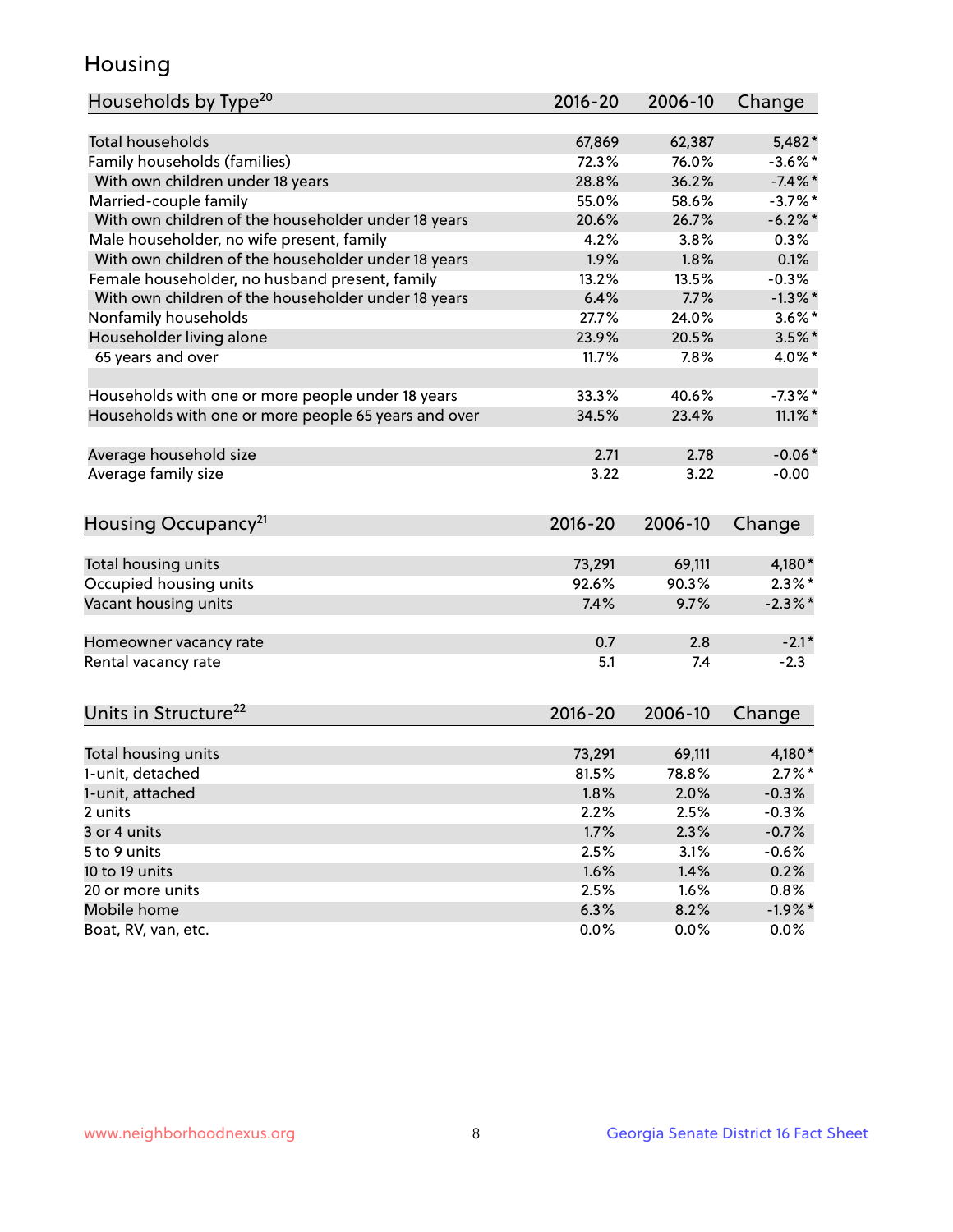## Housing

| Households by Type[20] | 2016-20 | 2006-10 | Change |
|---|---|---|---|
| Total households | 67,869 | 62,387 | 5,482* |
| Family households (families) | 72.3% | 76.0% | -3.6%* |
| With own children under 18 years | 28.8% | 36.2% | -7.4%* |
| Married-couple family | 55.0% | 58.6% | -3.7%* |
| With own children of the householder under 18 years | 20.6% | 26.7% | -6.2%* |
| Male householder, no wife present, family | 4.2% | 3.8% | 0.3% |
| With own children of the householder under 18 years | 1.9% | 1.8% | 0.1% |
| Female householder, no husband present, family | 13.2% | 13.5% | -0.3% |
| With own children of the householder under 18 years | 6.4% | 7.7% | -1.3%* |
| Nonfamily households | 27.7% | 24.0% | 3.6%* |
| Householder living alone | 23.9% | 20.5% | 3.5%* |
| 65 years and over | 11.7% | 7.8% | 4.0%* |
| | | | |
| Households with one or more people under 18 years | 33.3% | 40.6% | -7.3%* |
| Households with one or more people 65 years and over | 34.5% | 23.4% | 11.1%* |
| | | | |
| Average household size | 2.71 | 2.78 | -0.06* |
| Average family size | 3.22 | 3.22 | -0.00 |

| Housing Occupancy[21] | 2016-20 | 2006-10 | Change |
|---|---|---|---|
| Total housing units | 73,291 | 69,111 | 4,180* |
| Occupied housing units | 92.6% | 90.3% | 2.3%* |
| Vacant housing units | 7.4% | 9.7% | -2.3%* |
| | | | |
| Homeowner vacancy rate | 0.7 | 2.8 | -2.1* |
| Rental vacancy rate | 5.1 | 7.4 | -2.3 |

| Units in Structure[22] | 2016-20 | 2006-10 | Change |
|---|---|---|---|
| Total housing units | 73,291 | 69,111 | 4,180* |
| 1-unit, detached | 81.5% | 78.8% | 2.7%* |
| 1-unit, attached | 1.8% | 2.0% | -0.3% |
| 2 units | 2.2% | 2.5% | -0.3% |
| 3 or 4 units | 1.7% | 2.3% | -0.7% |
| 5 to 9 units | 2.5% | 3.1% | -0.6% |
| 10 to 19 units | 1.6% | 1.4% | 0.2% |
| 20 or more units | 2.5% | 1.6% | 0.8% |
| Mobile home | 6.3% | 8.2% | -1.9%* |
| Boat, RV, van, etc. | 0.0% | 0.0% | 0.0% |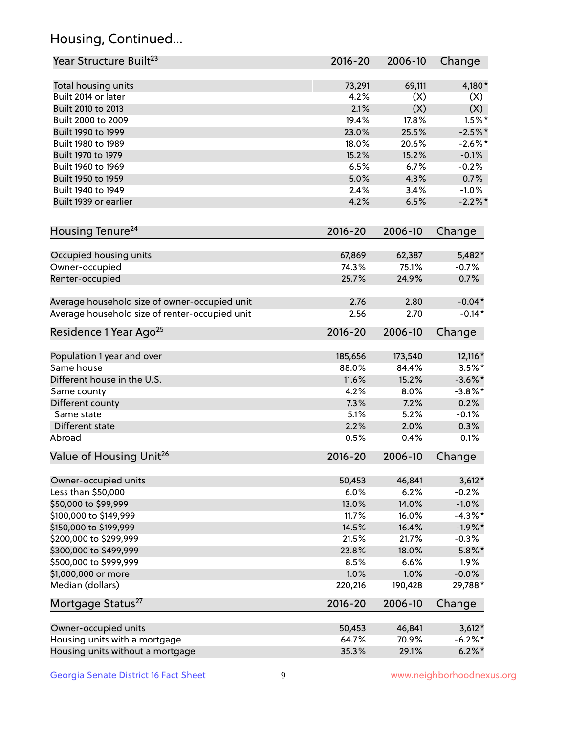## Housing, Continued...

| Year Structure Built[23] | 2016-20 | 2006-10 | Change |
|---|---|---|---|
| Total housing units | 73,291 | 69,111 | 4,180* |
| Built 2014 or later | 4.2% | (X) | (X) |
| Built 2010 to 2013 | 2.1% | (X) | (X) |
| Built 2000 to 2009 | 19.4% | 17.8% | 1.5%* |
| Built 1990 to 1999 | 23.0% | 25.5% | -2.5%* |
| Built 1980 to 1989 | 18.0% | 20.6% | -2.6%* |
| Built 1970 to 1979 | 15.2% | 15.2% | -0.1% |
| Built 1960 to 1969 | 6.5% | 6.7% | -0.2% |
| Built 1950 to 1959 | 5.0% | 4.3% | 0.7% |
| Built 1940 to 1949 | 2.4% | 3.4% | -1.0% |
| Built 1939 or earlier | 4.2% | 6.5% | -2.2%* |

| Housing Tenure[24] | 2016-20 | 2006-10 | Change |
|---|---|---|---|
| Occupied housing units | 67,869 | 62,387 | 5,482* |
| Owner-occupied | 74.3% | 75.1% | -0.7% |
| Renter-occupied | 25.7% | 24.9% | 0.7% |
| Average household size of owner-occupied unit | 2.76 | 2.80 | -0.04* |
| Average household size of renter-occupied unit | 2.56 | 2.70 | -0.14* |

| Residence 1 Year Ago[25] | 2016-20 | 2006-10 | Change |
|---|---|---|---|
| Population 1 year and over | 185,656 | 173,540 | 12,116* |
| Same house | 88.0% | 84.4% | 3.5%* |
| Different house in the U.S. | 11.6% | 15.2% | -3.6%* |
| Same county | 4.2% | 8.0% | -3.8%* |
| Different county | 7.3% | 7.2% | 0.2% |
| Same state | 5.1% | 5.2% | -0.1% |
| Different state | 2.2% | 2.0% | 0.3% |
| Abroad | 0.5% | 0.4% | 0.1% |

| Value of Housing Unit[26] | 2016-20 | 2006-10 | Change |
|---|---|---|---|
| Owner-occupied units | 50,453 | 46,841 | 3,612* |
| Less than $50,000 | 6.0% | 6.2% | -0.2% |
| $50,000 to $99,999 | 13.0% | 14.0% | -1.0% |
| $100,000 to $149,999 | 11.7% | 16.0% | -4.3%* |
| $150,000 to $199,999 | 14.5% | 16.4% | -1.9%* |
| $200,000 to $299,999 | 21.5% | 21.7% | -0.3% |
| $300,000 to $499,999 | 23.8% | 18.0% | 5.8%* |
| $500,000 to $999,999 | 8.5% | 6.6% | 1.9% |
| $1,000,000 or more | 1.0% | 1.0% | -0.0% |
| Median (dollars) | 220,216 | 190,428 | 29,788* |

| Mortgage Status[27] | 2016-20 | 2006-10 | Change |
|---|---|---|---|
| Owner-occupied units | 50,453 | 46,841 | 3,612* |
| Housing units with a mortgage | 64.7% | 70.9% | -6.2%* |
| Housing units without a mortgage | 35.3% | 29.1% | 6.2%* |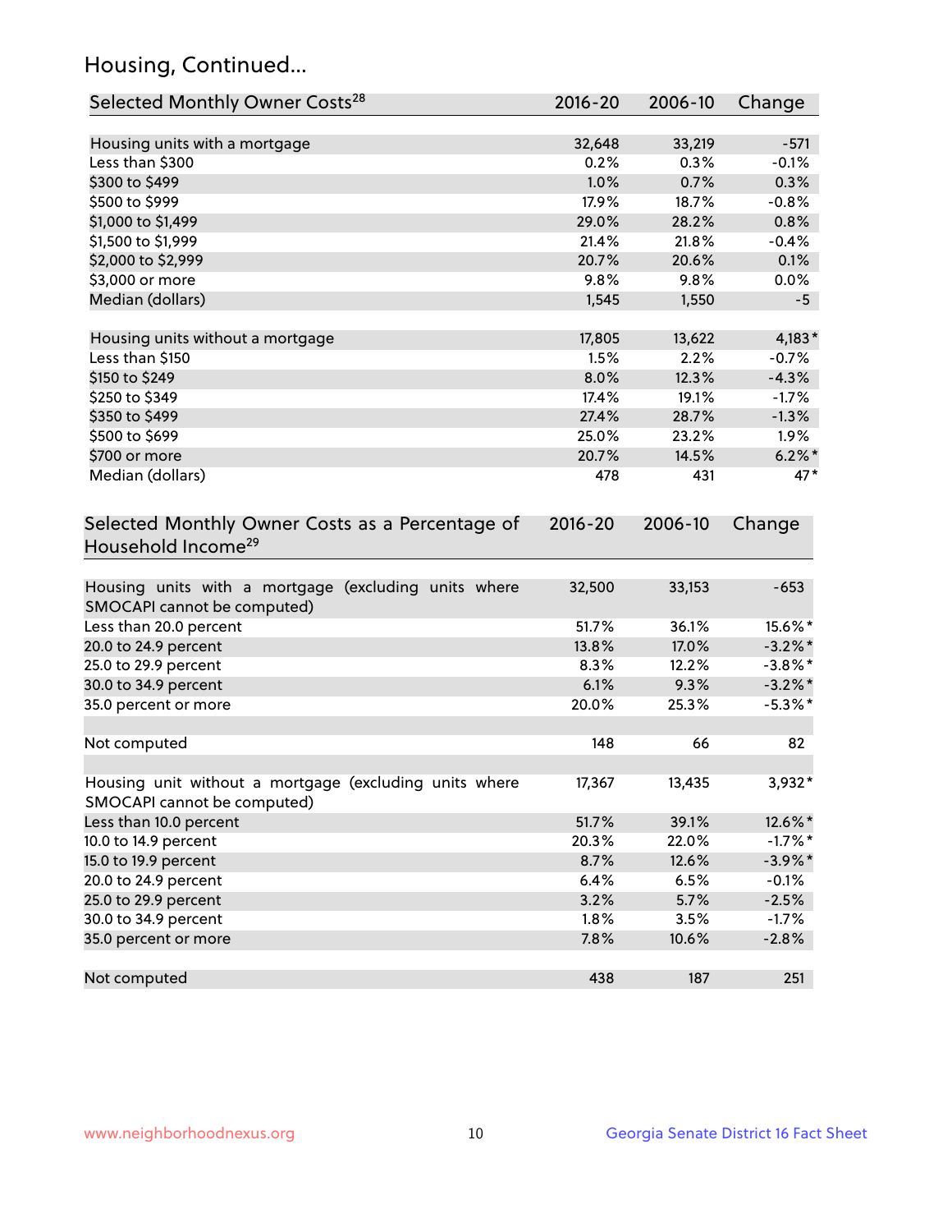## Housing, Continued...

| Selected Monthly Owner Costs[28] | 2016-20 | 2006-10 | Change |
|---|---|---|---|
| Housing units with a mortgage | 32,648 | 33,219 | -571 |
| Less than $300 | 0.2% | 0.3% | -0.1% |
| $300 to $499 | 1.0% | 0.7% | 0.3% |
| $500 to $999 | 17.9% | 18.7% | -0.8% |
| $1,000 to $1,499 | 29.0% | 28.2% | 0.8% |
| $1,500 to $1,999 | 21.4% | 21.8% | -0.4% |
| $2,000 to $2,999 | 20.7% | 20.6% | 0.1% |
| $3,000 or more | 9.8% | 9.8% | 0.0% |
| Median (dollars) | 1,545 | 1,550 | -5 |
| Housing units without a mortgage | 17,805 | 13,622 | 4,183* |
| Less than $150 | 1.5% | 2.2% | -0.7% |
| $150 to $249 | 8.0% | 12.3% | -4.3% |
| $250 to $349 | 17.4% | 19.1% | -1.7% |
| $350 to $499 | 27.4% | 28.7% | -1.3% |
| $500 to $699 | 25.0% | 23.2% | 1.9% |
| $700 or more | 20.7% | 14.5% | 6.2%* |
| Median (dollars) | 478 | 431 | 47* |

| Selected Monthly Owner Costs as a Percentage of Household Income[29] | 2016-20 | 2006-10 | Change |
|---|---|---|---|
| Housing units with a mortgage (excluding units where SMOCAPI cannot be computed) | 32,500 | 33,153 | -653 |
| Less than 20.0 percent | 51.7% | 36.1% | 15.6%* |
| 20.0 to 24.9 percent | 13.8% | 17.0% | -3.2%* |
| 25.0 to 29.9 percent | 8.3% | 12.2% | -3.8%* |
| 30.0 to 34.9 percent | 6.1% | 9.3% | -3.2%* |
| 35.0 percent or more | 20.0% | 25.3% | -5.3%* |
| Not computed | 148 | 66 | 82 |
| Housing unit without a mortgage (excluding units where SMOCAPI cannot be computed) | 17,367 | 13,435 | 3,932* |
| Less than 10.0 percent | 51.7% | 39.1% | 12.6%* |
| 10.0 to 14.9 percent | 20.3% | 22.0% | -1.7%* |
| 15.0 to 19.9 percent | 8.7% | 12.6% | -3.9%* |
| 20.0 to 24.9 percent | 6.4% | 6.5% | -0.1% |
| 25.0 to 29.9 percent | 3.2% | 5.7% | -2.5% |
| 30.0 to 34.9 percent | 1.8% | 3.5% | -1.7% |
| 35.0 percent or more | 7.8% | 10.6% | -2.8% |
| Not computed | 438 | 187 | 251 |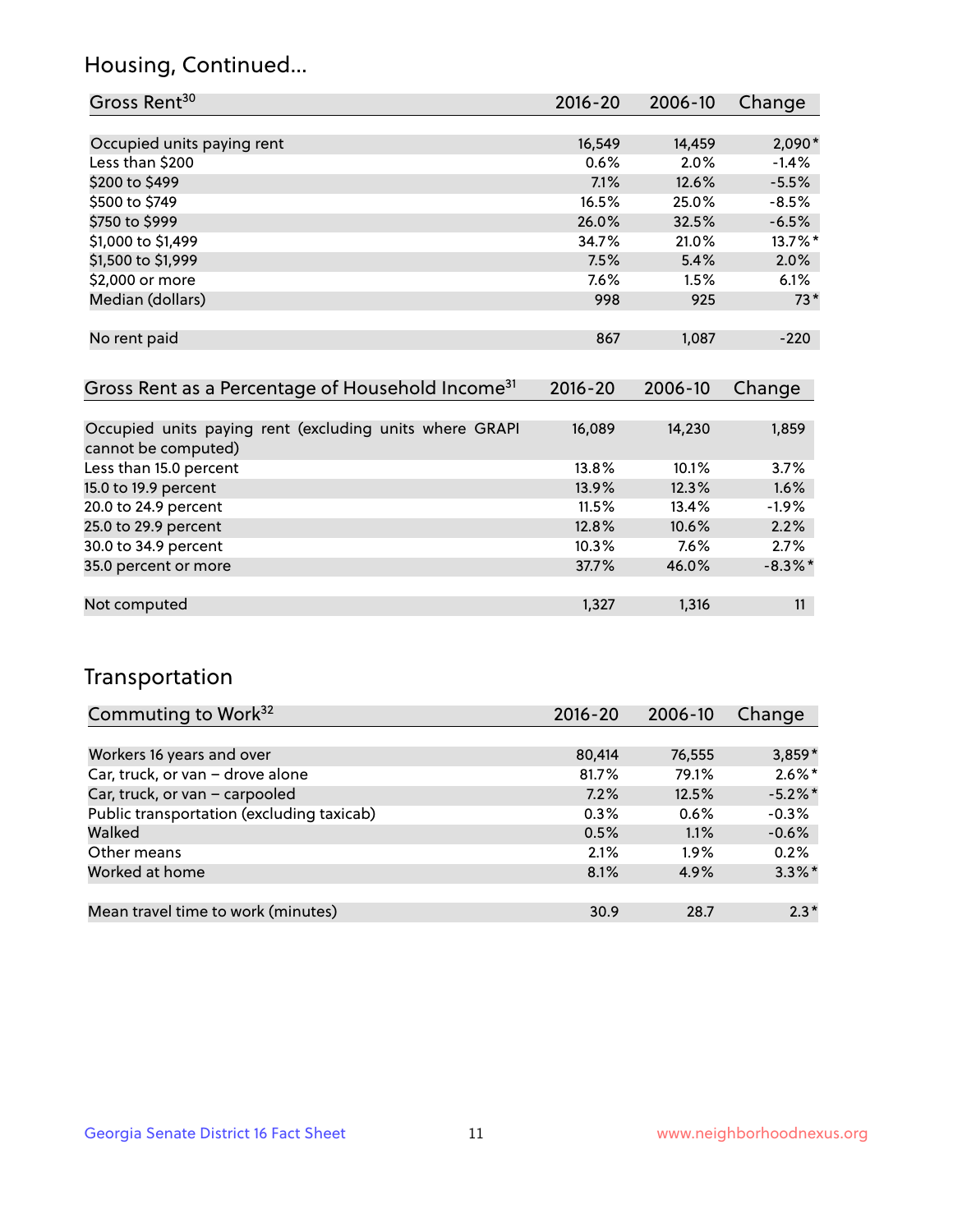## Housing, Continued...

| Gross Rent[30] | 2016-20 | 2006-10 | Change |
|---|---|---|---|
| Occupied units paying rent | 16,549 | 14,459 | 2,090* |
| Less than $200 | 0.6% | 2.0% | -1.4% |
| $200 to $499 | 7.1% | 12.6% | -5.5% |
| $500 to $749 | 16.5% | 25.0% | -8.5% |
| $750 to $999 | 26.0% | 32.5% | -6.5% |
| $1,000 to $1,499 | 34.7% | 21.0% | 13.7%* |
| $1,500 to $1,999 | 7.5% | 5.4% | 2.0% |
| $2,000 or more | 7.6% | 1.5% | 6.1% |
| Median (dollars) | 998 | 925 | 73* |
| No rent paid | 867 | 1,087 | -220 |

| Gross Rent as a Percentage of Household Income[31] | 2016-20 | 2006-10 | Change |
|---|---|---|---|
| Occupied units paying rent (excluding units where GRAPI cannot be computed) | 16,089 | 14,230 | 1,859 |
| Less than 15.0 percent | 13.8% | 10.1% | 3.7% |
| 15.0 to 19.9 percent | 13.9% | 12.3% | 1.6% |
| 20.0 to 24.9 percent | 11.5% | 13.4% | -1.9% |
| 25.0 to 29.9 percent | 12.8% | 10.6% | 2.2% |
| 30.0 to 34.9 percent | 10.3% | 7.6% | 2.7% |
| 35.0 percent or more | 37.7% | 46.0% | -8.3%* |
| Not computed | 1,327 | 1,316 | 11 |

## Transportation

| Commuting to Work[32] | 2016-20 | 2006-10 | Change |
|---|---|---|---|
| Workers 16 years and over | 80,414 | 76,555 | 3,859* |
| Car, truck, or van – drove alone | 81.7% | 79.1% | 2.6%* |
| Car, truck, or van – carpooled | 7.2% | 12.5% | -5.2%* |
| Public transportation (excluding taxicab) | 0.3% | 0.6% | -0.3% |
| Walked | 0.5% | 1.1% | -0.6% |
| Other means | 2.1% | 1.9% | 0.2% |
| Worked at home | 8.1% | 4.9% | 3.3%* |
| Mean travel time to work (minutes) | 30.9 | 28.7 | 2.3* |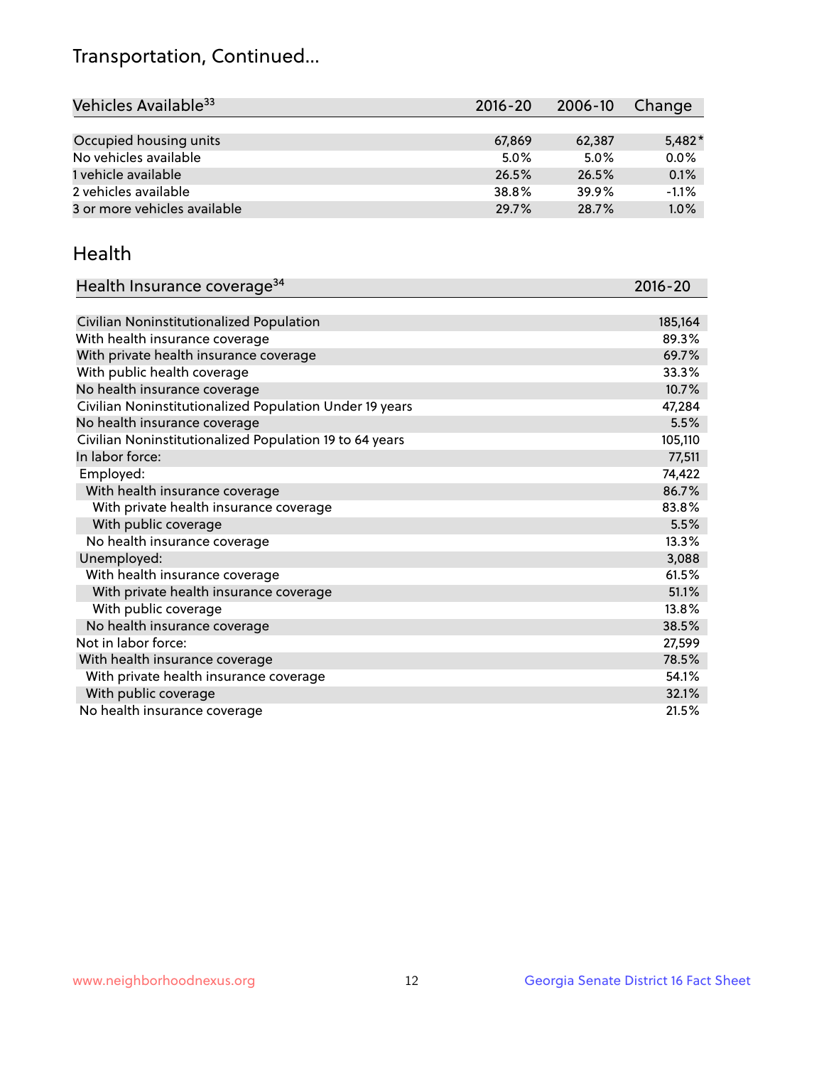# Transportation, Continued...

| Vehicles Available[33] | 2016-20 | 2006-10 | Change |
|---|---|---|---|
| Occupied housing units | 67,869 | 62,387 | 5,482* |
| No vehicles available | 5.0% | 5.0% | 0.0% |
| 1 vehicle available | 26.5% | 26.5% | 0.1% |
| 2 vehicles available | 38.8% | 39.9% | -1.1% |
| 3 or more vehicles available | 29.7% | 28.7% | 1.0% |

## Health

| Health Insurance coverage[34] | 2016-20 |
|---|---|
| Civilian Noninstitutionalized Population | 185,164 |
| With health insurance coverage | 89.3% |
| With private health insurance coverage | 69.7% |
| With public health coverage | 33.3% |
| No health insurance coverage | 10.7% |
| Civilian Noninstitutionalized Population Under 19 years | 47,284 |
| No health insurance coverage | 5.5% |
| Civilian Noninstitutionalized Population 19 to 64 years | 105,110 |
| In labor force: | 77,511 |
| Employed: | 74,422 |
| With health insurance coverage | 86.7% |
| With private health insurance coverage | 83.8% |
| With public coverage | 5.5% |
| No health insurance coverage | 13.3% |
| Unemployed: | 3,088 |
| With health insurance coverage | 61.5% |
| With private health insurance coverage | 51.1% |
| With public coverage | 13.8% |
| No health insurance coverage | 38.5% |
| Not in labor force: | 27,599 |
| With health insurance coverage | 78.5% |
| With private health insurance coverage | 54.1% |
| With public coverage | 32.1% |
| No health insurance coverage | 21.5% |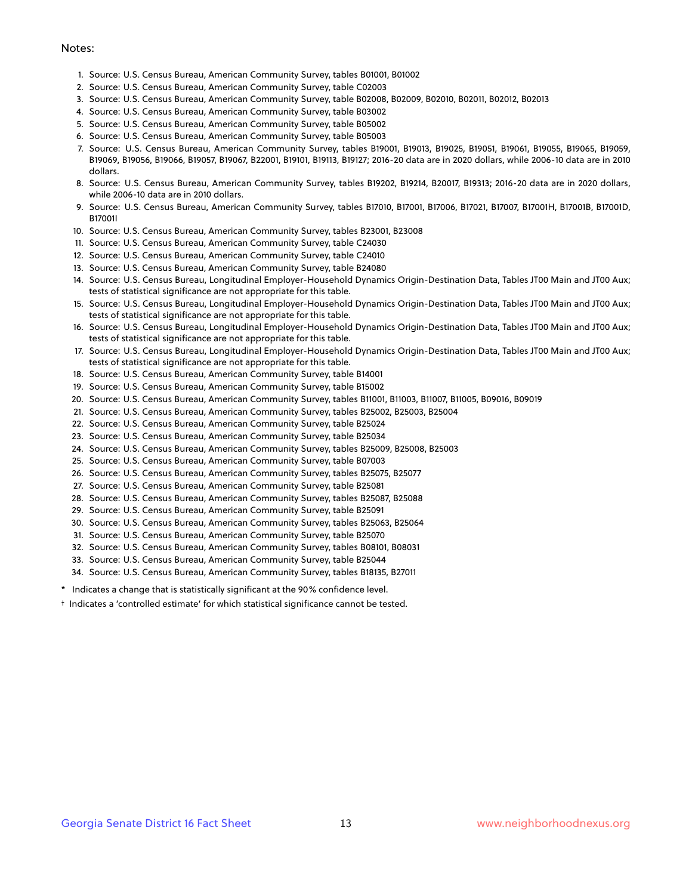Notes:

1. Source: U.S. Census Bureau, American Community Survey, tables B01001, B01002
2. Source: U.S. Census Bureau, American Community Survey, table C02003
3. Source: U.S. Census Bureau, American Community Survey, table B02008, B02009, B02010, B02011, B02012, B02013
4. Source: U.S. Census Bureau, American Community Survey, table B03002
5. Source: U.S. Census Bureau, American Community Survey, table B05002
6. Source: U.S. Census Bureau, American Community Survey, table B05003
7. Source: U.S. Census Bureau, American Community Survey, tables B19001, B19013, B19025, B19051, B19061, B19055, B19065, B19059, B19069, B19056, B19066, B19057, B19067, B22001, B19101, B19113, B19127; 2016-20 data are in 2020 dollars, while 2006-10 data are in 2010 dollars.
8. Source: U.S. Census Bureau, American Community Survey, tables B19202, B19214, B20017, B19313; 2016-20 data are in 2020 dollars, while 2006-10 data are in 2010 dollars.
9. Source: U.S. Census Bureau, American Community Survey, tables B17010, B17001, B17006, B17021, B17007, B17001H, B17001B, B17001D, B17001I
10. Source: U.S. Census Bureau, American Community Survey, tables B23001, B23008
11. Source: U.S. Census Bureau, American Community Survey, table C24030
12. Source: U.S. Census Bureau, American Community Survey, table C24010
13. Source: U.S. Census Bureau, American Community Survey, table B24080
14. Source: U.S. Census Bureau, Longitudinal Employer-Household Dynamics Origin-Destination Data, Tables JT00 Main and JT00 Aux; tests of statistical significance are not appropriate for this table.
15. Source: U.S. Census Bureau, Longitudinal Employer-Household Dynamics Origin-Destination Data, Tables JT00 Main and JT00 Aux; tests of statistical significance are not appropriate for this table.
16. Source: U.S. Census Bureau, Longitudinal Employer-Household Dynamics Origin-Destination Data, Tables JT00 Main and JT00 Aux; tests of statistical significance are not appropriate for this table.
17. Source: U.S. Census Bureau, Longitudinal Employer-Household Dynamics Origin-Destination Data, Tables JT00 Main and JT00 Aux; tests of statistical significance are not appropriate for this table.
18. Source: U.S. Census Bureau, American Community Survey, table B14001
19. Source: U.S. Census Bureau, American Community Survey, table B15002
20. Source: U.S. Census Bureau, American Community Survey, tables B11001, B11003, B11007, B11005, B09016, B09019
21. Source: U.S. Census Bureau, American Community Survey, tables B25002, B25003, B25004
22. Source: U.S. Census Bureau, American Community Survey, table B25024
23. Source: U.S. Census Bureau, American Community Survey, table B25034
24. Source: U.S. Census Bureau, American Community Survey, tables B25009, B25008, B25003
25. Source: U.S. Census Bureau, American Community Survey, table B07003
26. Source: U.S. Census Bureau, American Community Survey, tables B25075, B25077
27. Source: U.S. Census Bureau, American Community Survey, table B25081
28. Source: U.S. Census Bureau, American Community Survey, tables B25087, B25088
29. Source: U.S. Census Bureau, American Community Survey, table B25091
30. Source: U.S. Census Bureau, American Community Survey, tables B25063, B25064
31. Source: U.S. Census Bureau, American Community Survey, table B25070
32. Source: U.S. Census Bureau, American Community Survey, tables B08101, B08031
33. Source: U.S. Census Bureau, American Community Survey, table B25044
34. Source: U.S. Census Bureau, American Community Survey, tables B18135, B27011

\* Indicates a change that is statistically significant at the 90% confidence level.

† Indicates a 'controlled estimate' for which statistical significance cannot be tested.